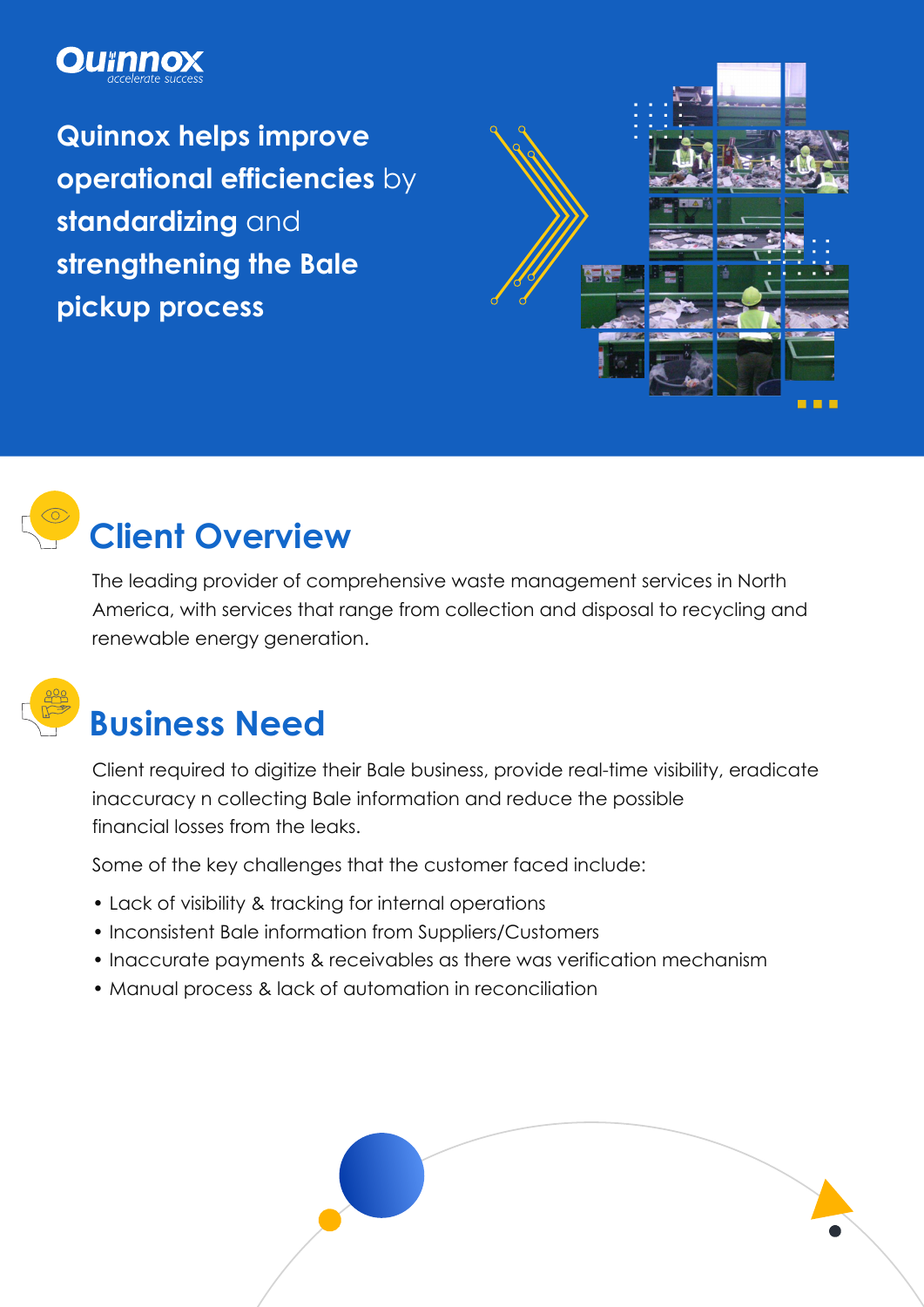Quinnox
accelerate success

# Quinnox helps improve operational efficiencies by standardizing and strengthening the Bale pickup process

## Client Overview

The leading provider of comprehensive waste management services in North America, with services that range from collection and disposal to recycling and renewable energy generation.

## Business Need

Client required to digitize their Bale business, provide real-time visibility, eradicate inaccuracy n collecting Bale information and reduce the possible financial losses from the leaks.

Some of the key challenges that the customer faced include:

- Lack of visibility & tracking for internal operations
- Inconsistent Bale information from Suppliers/Customers
- Inaccurate payments & receivables as there was verification mechanism
- Manual process & lack of automation in reconciliation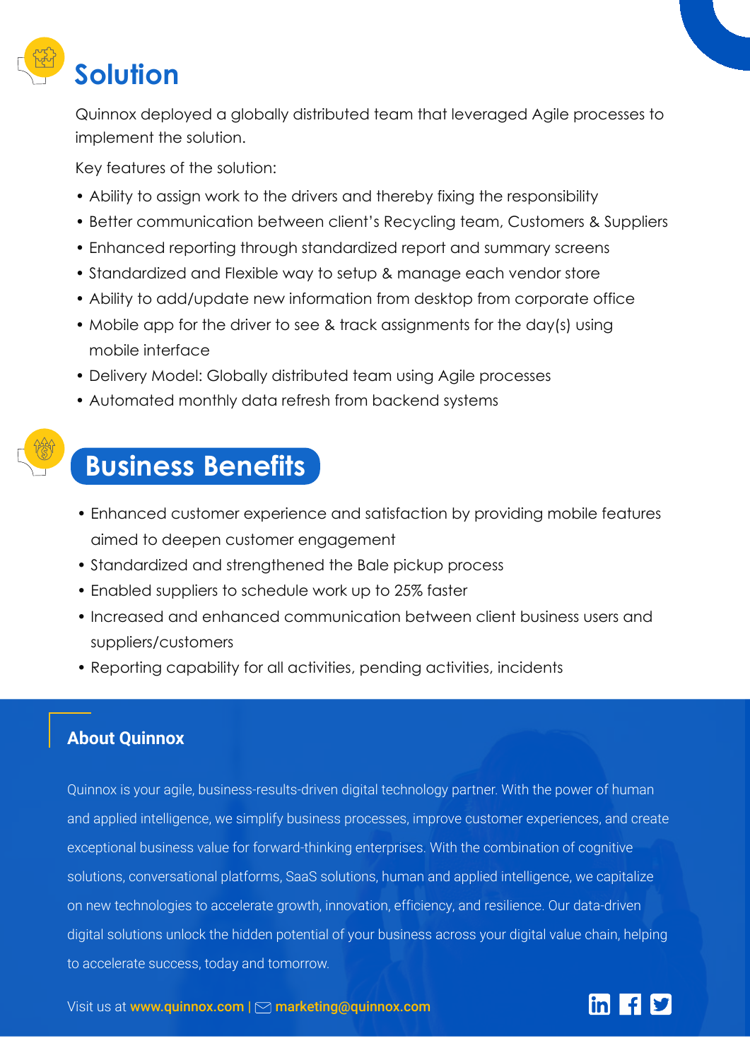## Solution

Quinnox deployed a globally distributed team that leveraged Agile processes to implement the solution.

Key features of the solution:

- Ability to assign work to the drivers and thereby fixing the responsibility
- Better communication between client's Recycling team, Customers & Suppliers
- Enhanced reporting through standardized report and summary screens
- Standardized and Flexible way to setup & manage each vendor store
- Ability to add/update new information from desktop from corporate office
- Mobile app for the driver to see & track assignments for the day(s) using mobile interface
- Delivery Model: Globally distributed team using Agile processes
- Automated monthly data refresh from backend systems

## Business Benefits

- Enhanced customer experience and satisfaction by providing mobile features aimed to deepen customer engagement
- Standardized and strengthened the Bale pickup process
- Enabled suppliers to schedule work up to 25% faster
- Increased and enhanced communication between client business users and suppliers/customers
- Reporting capability for all activities, pending activities, incidents

### About Quinnox

Quinnox is your agile, business-results-driven digital technology partner. With the power of human and applied intelligence, we simplify business processes, improve customer experiences, and create exceptional business value for forward-thinking enterprises. With the combination of cognitive solutions, conversational platforms, SaaS solutions, human and applied intelligence, we capitalize on new technologies to accelerate growth, innovation, efficiency, and resilience. Our data-driven digital solutions unlock the hidden potential of your business across your digital value chain, helping to accelerate success, today and tomorrow.

Visit us at **www.quinnox.com** | **marketing@quinnox.com**